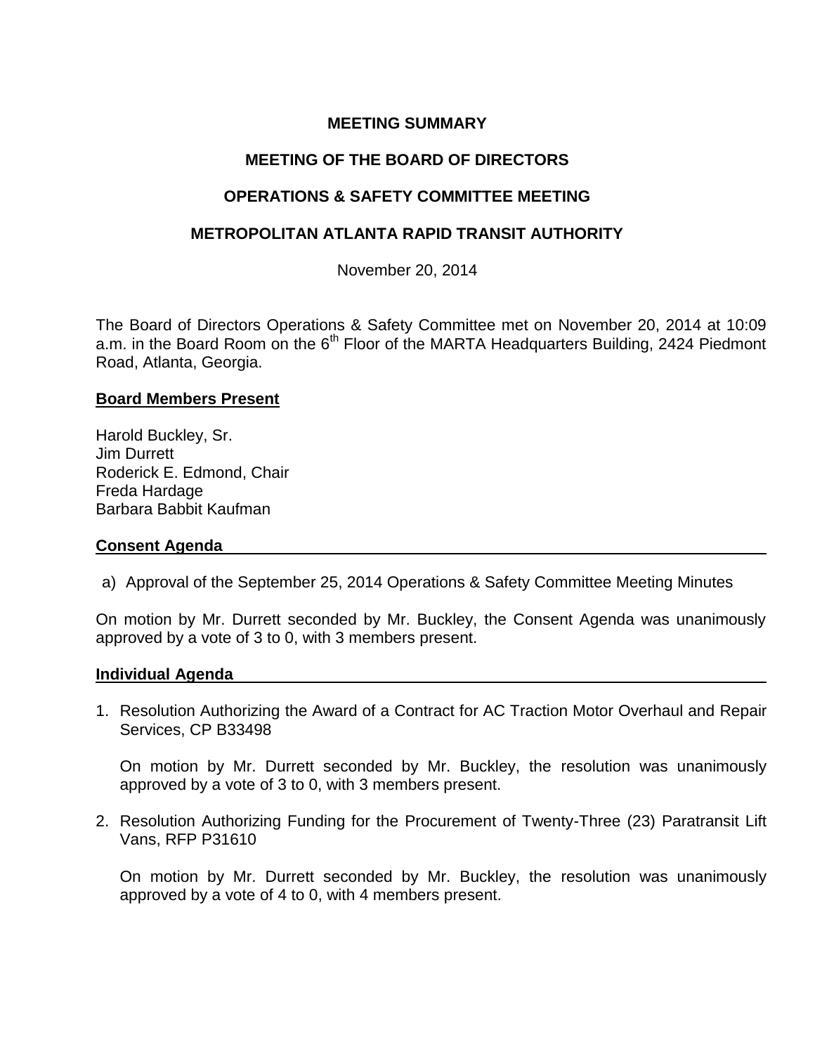# MEETING SUMMARY

# MEETING OF THE BOARD OF DIRECTORS

# OPERATIONS & SAFETY COMMITTEE MEETING

# METROPOLITAN ATLANTA RAPID TRANSIT AUTHORITY

November 20, 2014

The Board of Directors Operations & Safety Committee met on November 20, 2014 at 10:09 a.m. in the Board Room on the 6th Floor of the MARTA Headquarters Building, 2424 Piedmont Road, Atlanta, Georgia.

## Board Members Present

Harold Buckley, Sr.
Jim Durrett
Roderick E. Edmond, Chair
Freda Hardage
Barbara Babbit Kaufman

## Consent Agenda

a) Approval of the September 25, 2014 Operations & Safety Committee Meeting Minutes

On motion by Mr. Durrett seconded by Mr. Buckley, the Consent Agenda was unanimously approved by a vote of 3 to 0, with 3 members present.

## Individual Agenda

1. Resolution Authorizing the Award of a Contract for AC Traction Motor Overhaul and Repair Services, CP B33498

   On motion by Mr. Durrett seconded by Mr. Buckley, the resolution was unanimously approved by a vote of 3 to 0, with 3 members present.

2. Resolution Authorizing Funding for the Procurement of Twenty-Three (23) Paratransit Lift Vans, RFP P31610

   On motion by Mr. Durrett seconded by Mr. Buckley, the resolution was unanimously approved by a vote of 4 to 0, with 4 members present.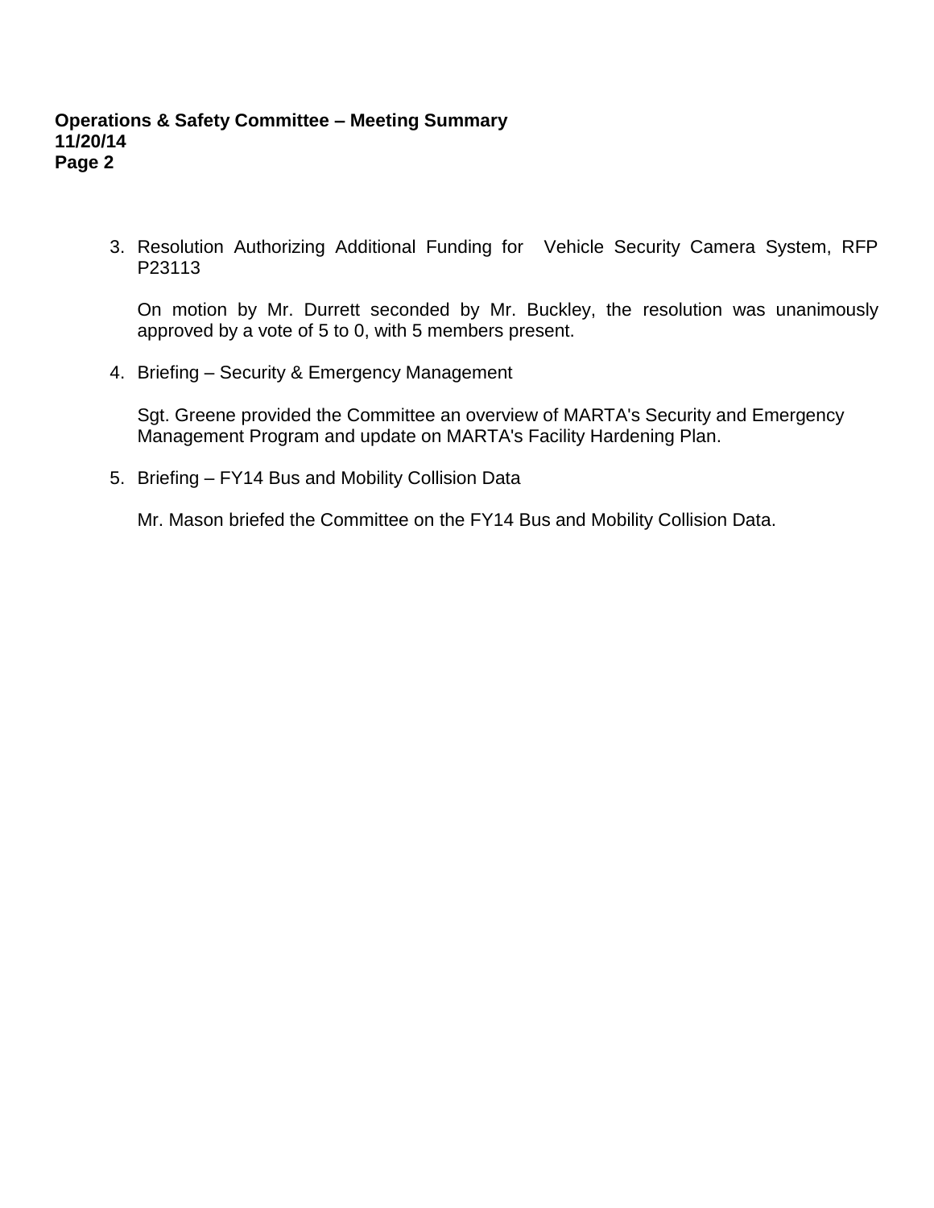3. Resolution Authorizing Additional Funding for Vehicle Security Camera System, RFP P23113

   On motion by Mr. Durrett seconded by Mr. Buckley, the resolution was unanimously approved by a vote of 5 to 0, with 5 members present.

4. Briefing – Security & Emergency Management

   Sgt. Greene provided the Committee an overview of MARTA's Security and Emergency Management Program and update on MARTA's Facility Hardening Plan.

5. Briefing – FY14 Bus and Mobility Collision Data

   Mr. Mason briefed the Committee on the FY14 Bus and Mobility Collision Data.